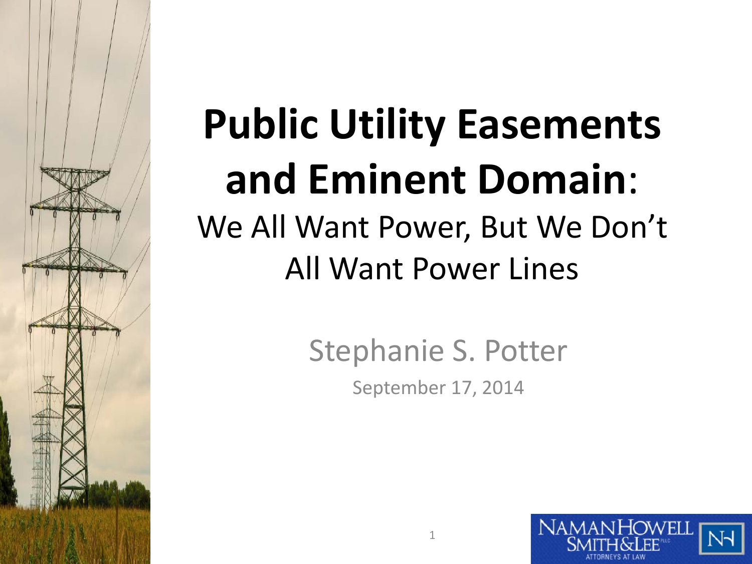# **Public Utility Easements and Eminent Domain**:

## We All Want Power, But We Don't All Want Power Lines

Stephanie S. Potter

September 17, 2014

NAMAN HOWELL SMITH & LEE PLLC ATTORNEYS AT LAW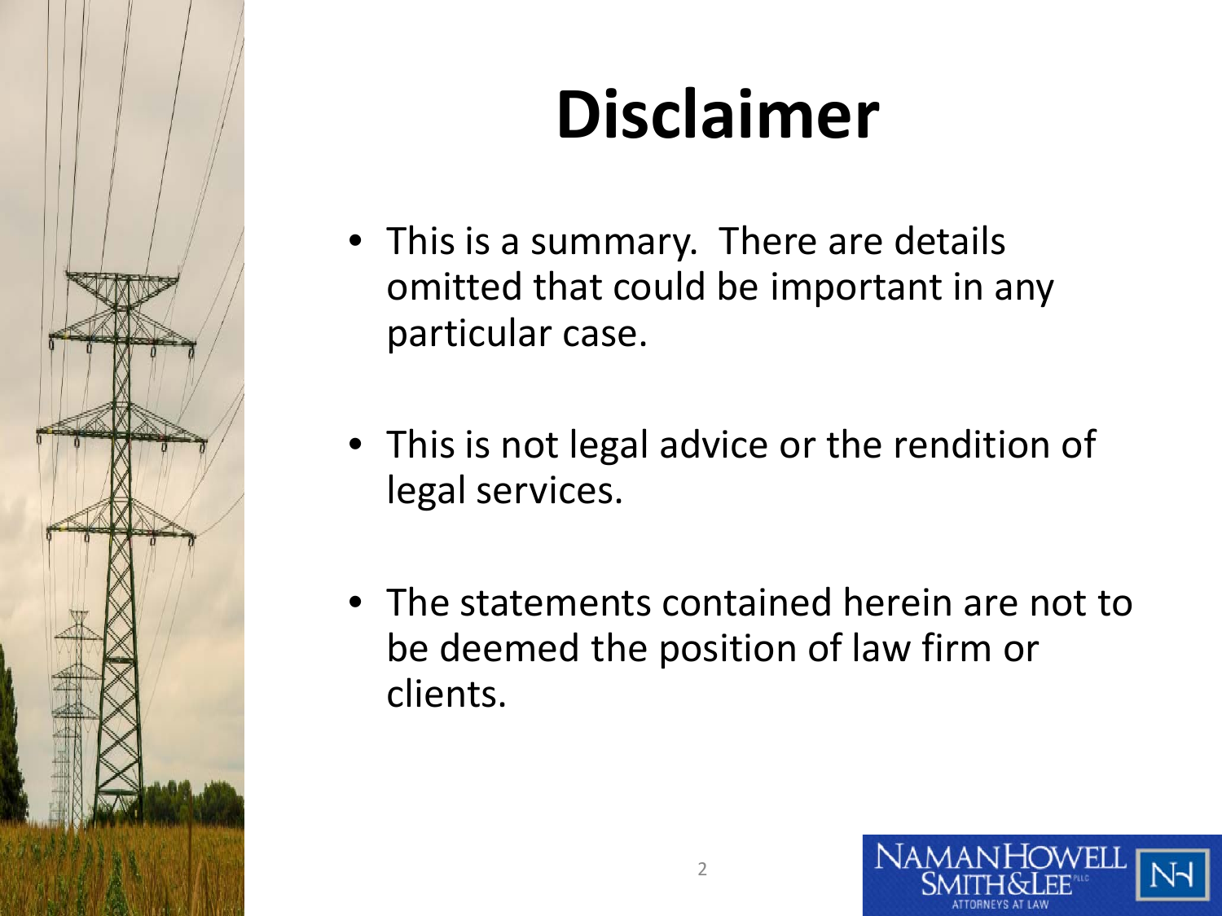# Disclaimer

- This is a summary. There are details omitted that could be important in any particular case.
- This is not legal advice or the rendition of legal services.
- The statements contained herein are not to be deemed the position of law firm or clients.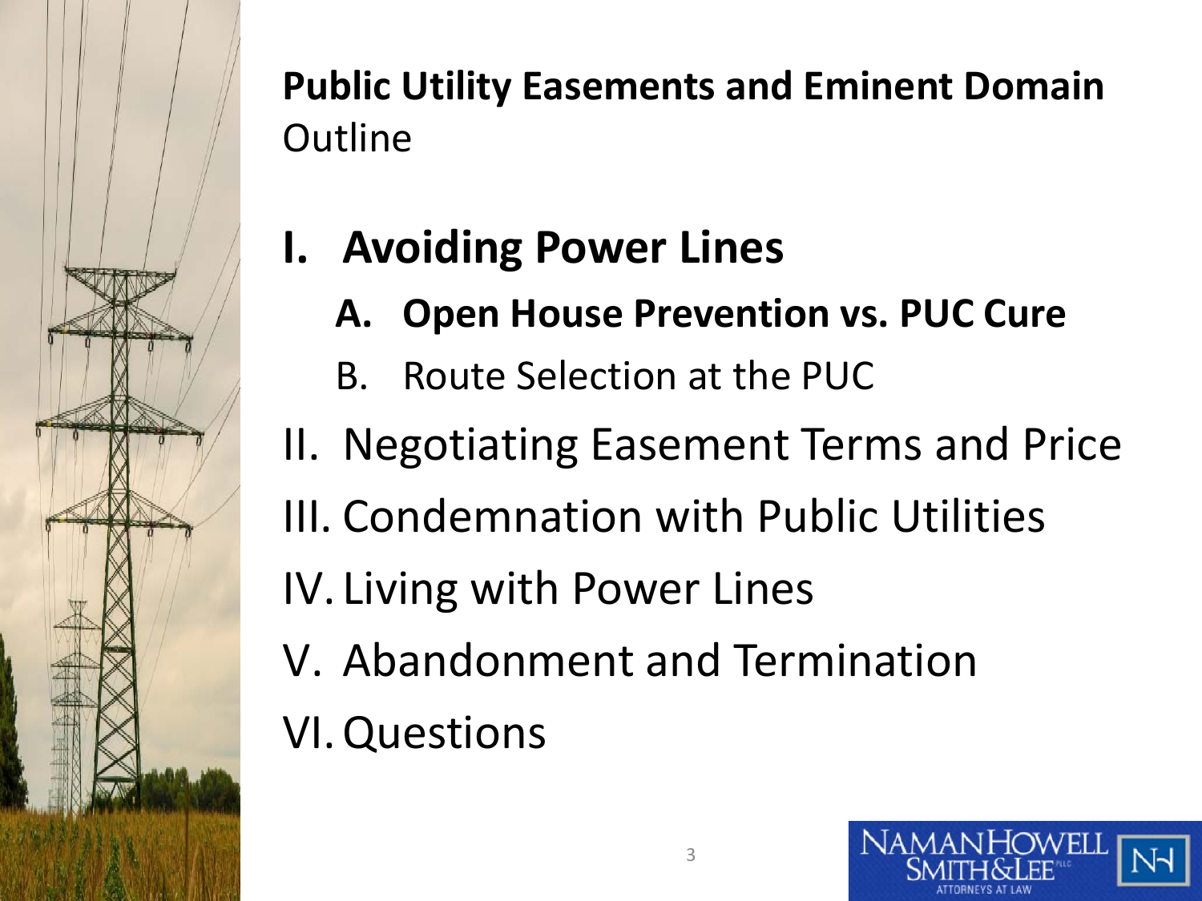**Public Utility Easements and Eminent Domain**
Outline

- **I. Avoiding Power Lines**
  - **A. Open House Prevention vs. PUC Cure**
  - B. Route Selection at the PUC
- II. Negotiating Easement Terms and Price
- III. Condemnation with Public Utilities
- IV. Living with Power Lines
- V. Abandonment and Termination
- VI. Questions

NAMAN HOWELL SMITH & LEE PLLC
ATTORNEYS AT LAW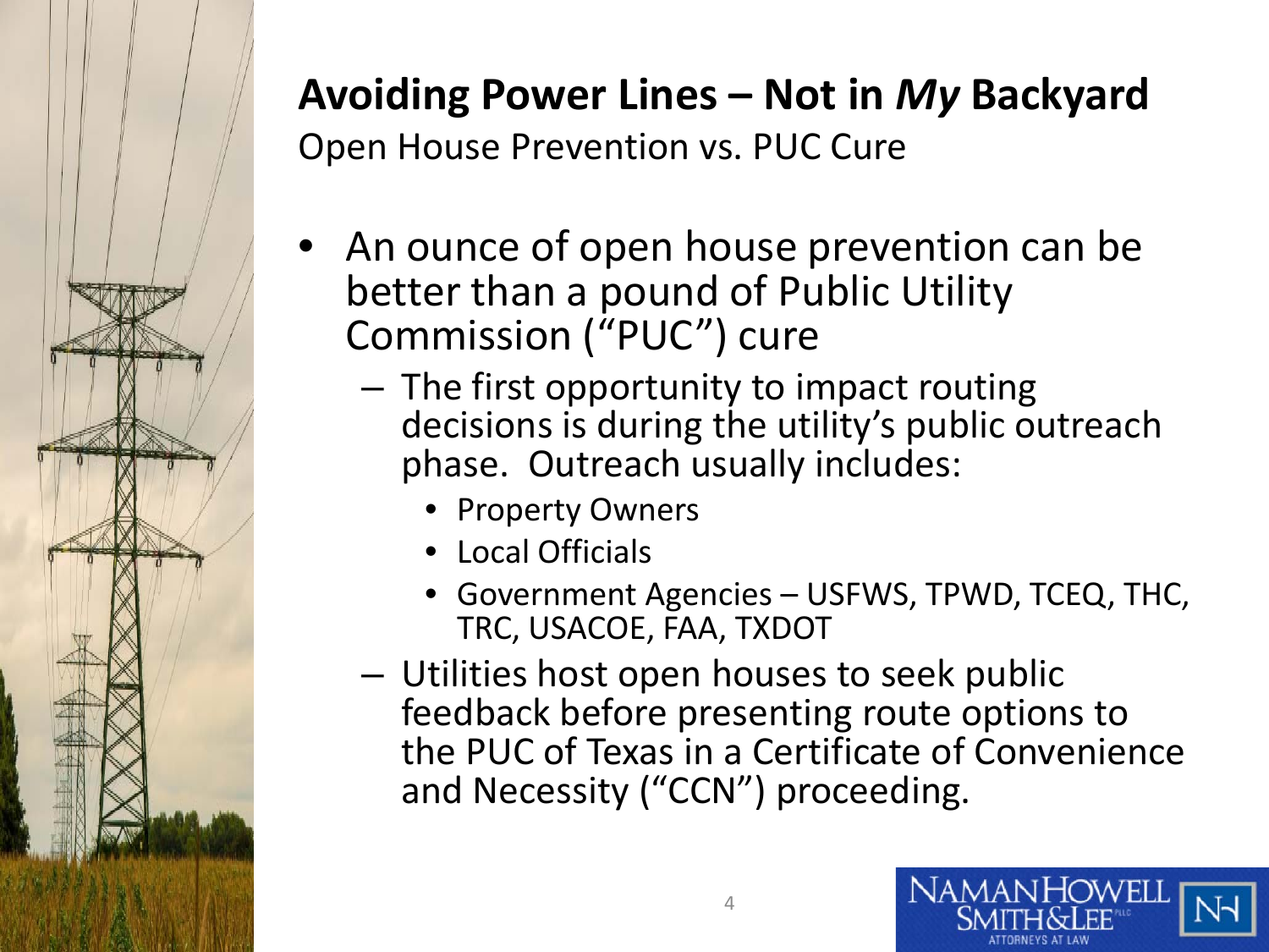## Avoiding Power Lines – Not in *My* Backyard

Open House Prevention vs. PUC Cure

- An ounce of open house prevention can be better than a pound of Public Utility Commission ("PUC") cure
  - The first opportunity to impact routing decisions is during the utility's public outreach phase. Outreach usually includes:
    - Property Owners
    - Local Officials
    - Government Agencies – USFWS, TPWD, TCEQ, THC, TRC, USACOE, FAA, TXDOT
  - Utilities host open houses to seek public feedback before presenting route options to the PUC of Texas in a Certificate of Convenience and Necessity ("CCN") proceeding.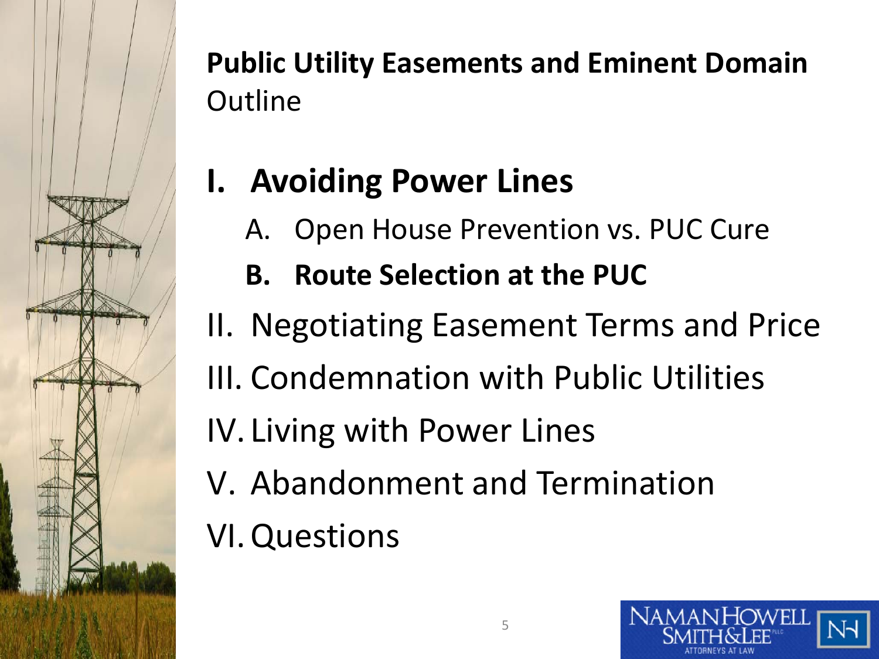**Public Utility Easements and Eminent Domain**
Outline

**I. Avoiding Power Lines**

   A. Open House Prevention vs. PUC Cure

   **B. Route Selection at the PUC**

II. Negotiating Easement Terms and Price

III. Condemnation with Public Utilities

IV. Living with Power Lines

V. Abandonment and Termination

VI. Questions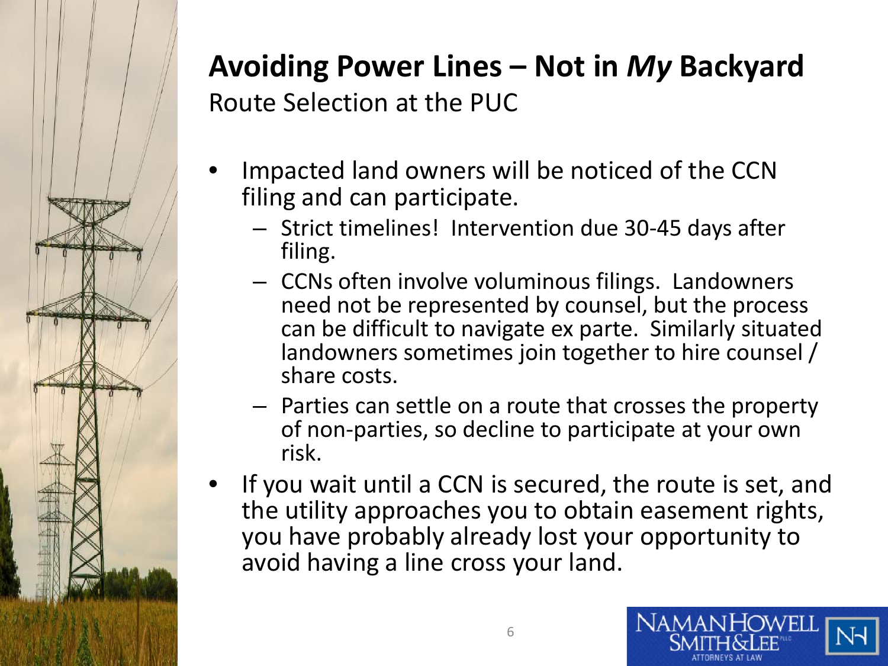## Avoiding Power Lines – Not in *My* Backyard

Route Selection at the PUC

- Impacted land owners will be noticed of the CCN filing and can participate.
  - Strict timelines! Intervention due 30-45 days after filing.
  - CCNs often involve voluminous filings. Landowners need not be represented by counsel, but the process can be difficult to navigate ex parte. Similarly situated landowners sometimes join together to hire counsel / share costs.
  - Parties can settle on a route that crosses the property of non-parties, so decline to participate at your own risk.
- If you wait until a CCN is secured, the route is set, and the utility approaches you to obtain easement rights, you have probably already lost your opportunity to avoid having a line cross your land.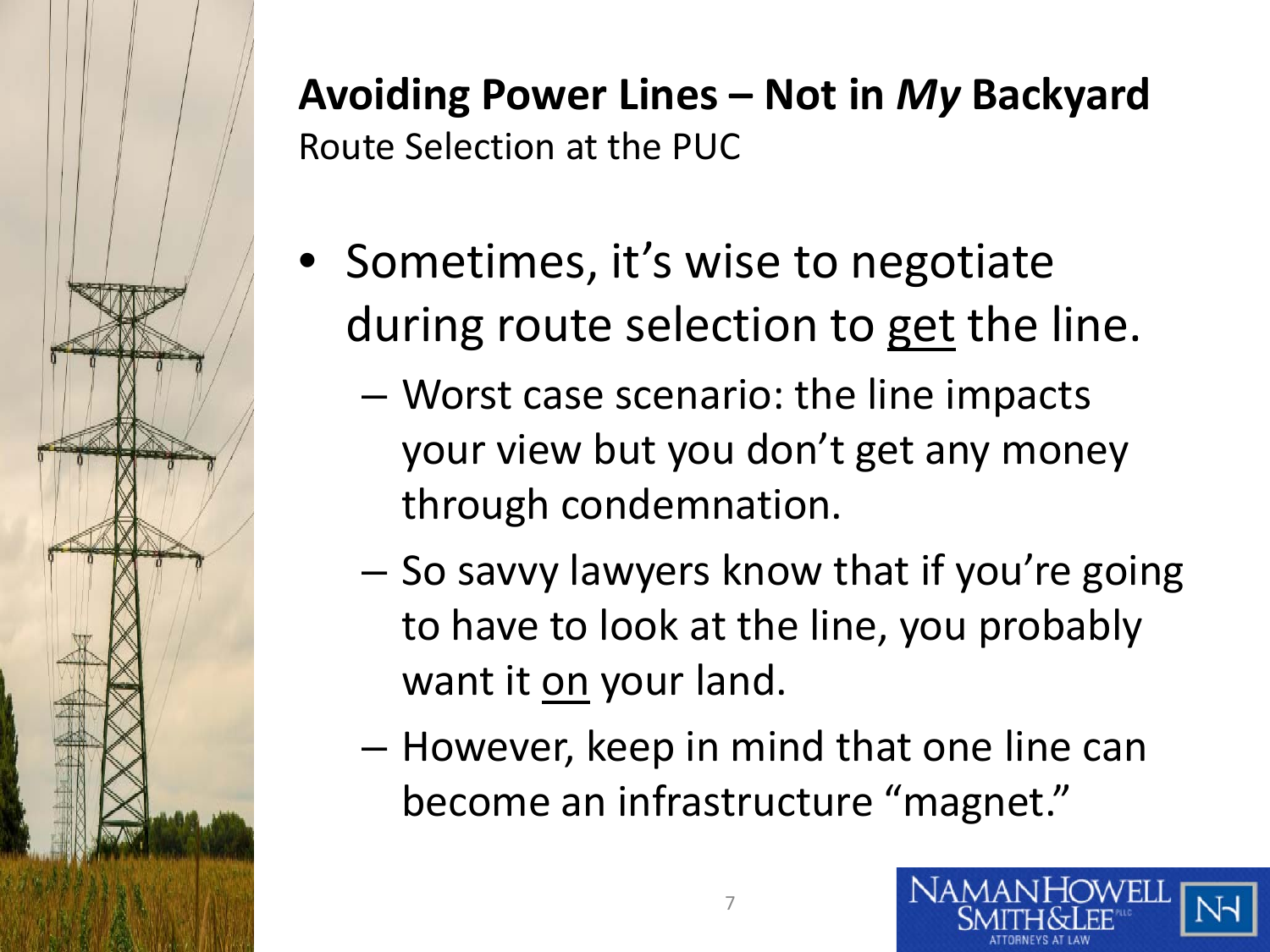## **Avoiding Power Lines – Not in *My* Backyard**

Route Selection at the PUC

- Sometimes, it's wise to negotiate during route selection to <u>get</u> the line.
  - Worst case scenario: the line impacts your view but you don't get any money through condemnation.
  - So savvy lawyers know that if you're going to have to look at the line, you probably want it <u>on</u> your land.
  - However, keep in mind that one line can become an infrastructure "magnet."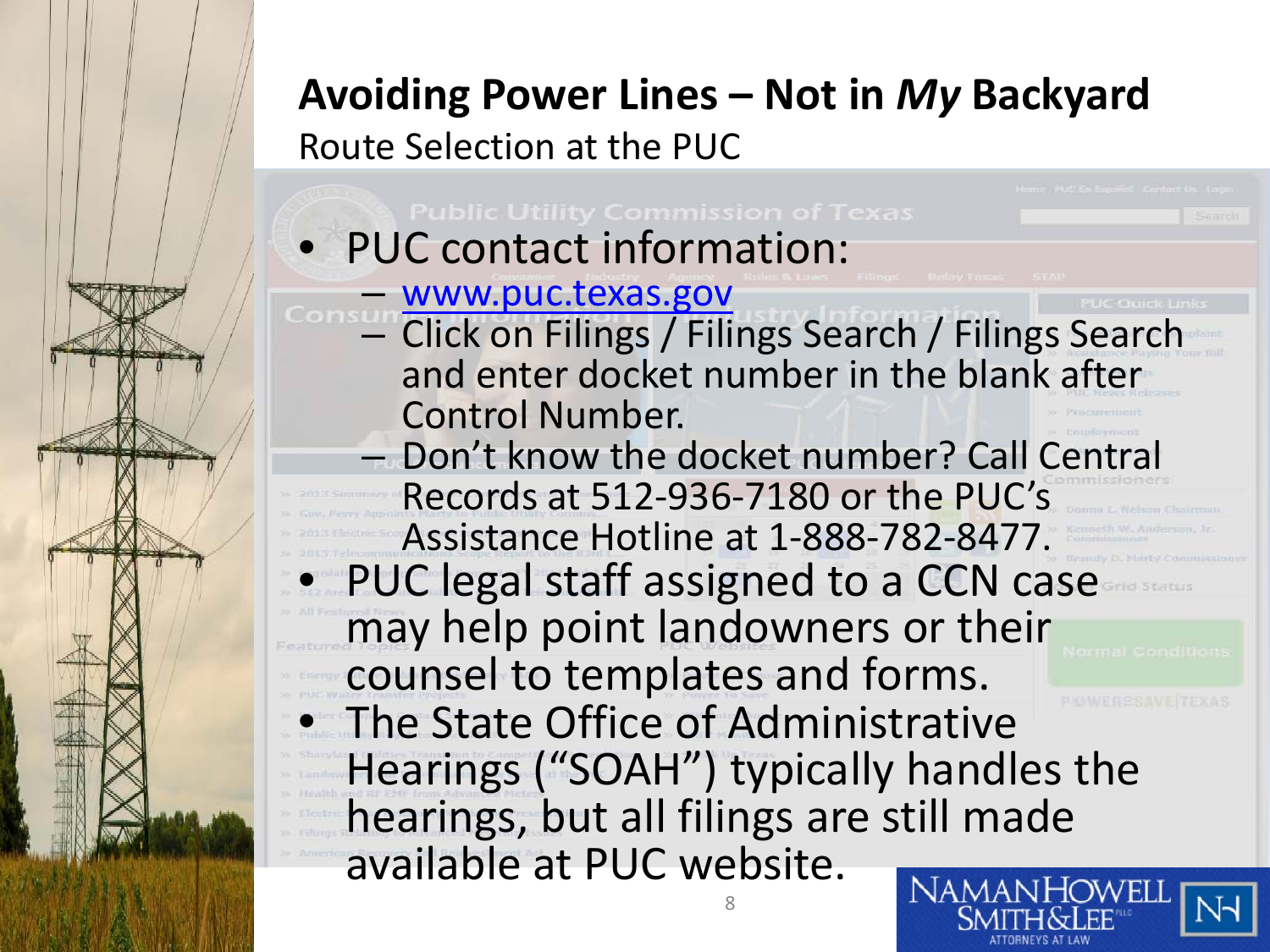# Avoiding Power Lines – Not in *My* Backyard

Route Selection at the PUC

- PUC contact information:
  - [www.puc.texas.gov](http://www.puc.texas.gov)
  - Click on Filings / Filings Search / Filings Search and enter docket number in the blank after Control Number.
  - Don't know the docket number? Call Central Records at 512-936-7180 or the PUC's Assistance Hotline at 1-888-782-8477.
- PUC legal staff assigned to a CCN case may help point landowners or their counsel to templates and forms.
- The State Office of Administrative Hearings ("SOAH") typically handles the hearings, but all filings are still made available at PUC website.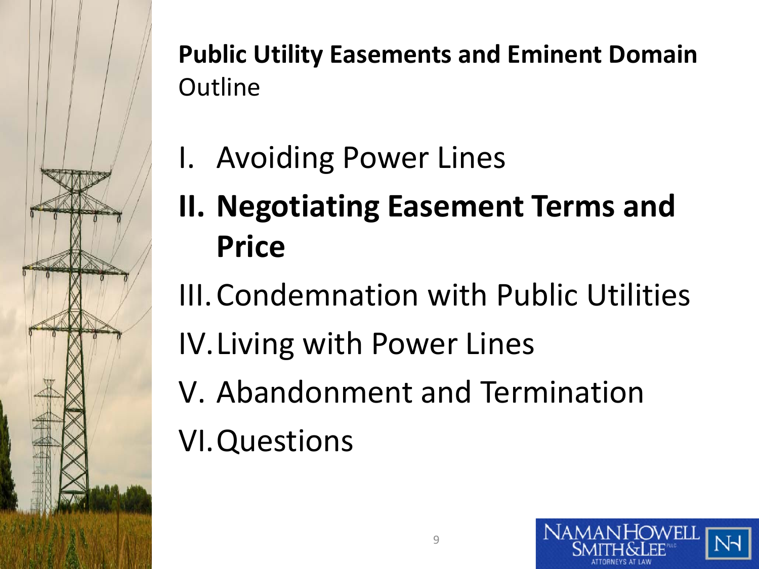**Public Utility Easements and Eminent Domain**
Outline

I. Avoiding Power Lines
**II. Negotiating Easement Terms and Price**
III. Condemnation with Public Utilities
IV. Living with Power Lines
V. Abandonment and Termination
VI. Questions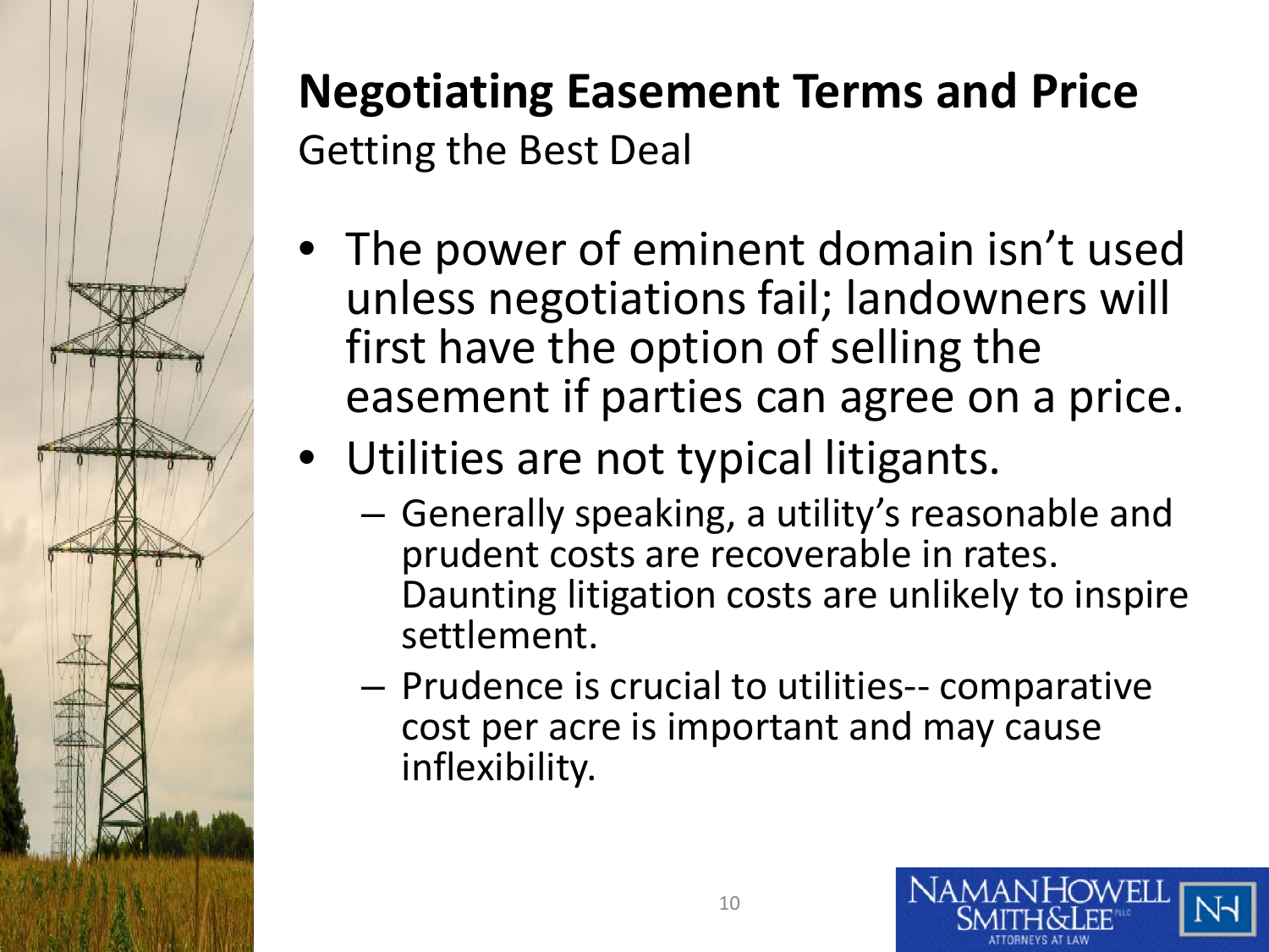# Negotiating Easement Terms and Price

Getting the Best Deal

- The power of eminent domain isn't used unless negotiations fail; landowners will first have the option of selling the easement if parties can agree on a price.
- Utilities are not typical litigants.
  - Generally speaking, a utility's reasonable and prudent costs are recoverable in rates. Daunting litigation costs are unlikely to inspire settlement.
  - Prudence is crucial to utilities-- comparative cost per acre is important and may cause inflexibility.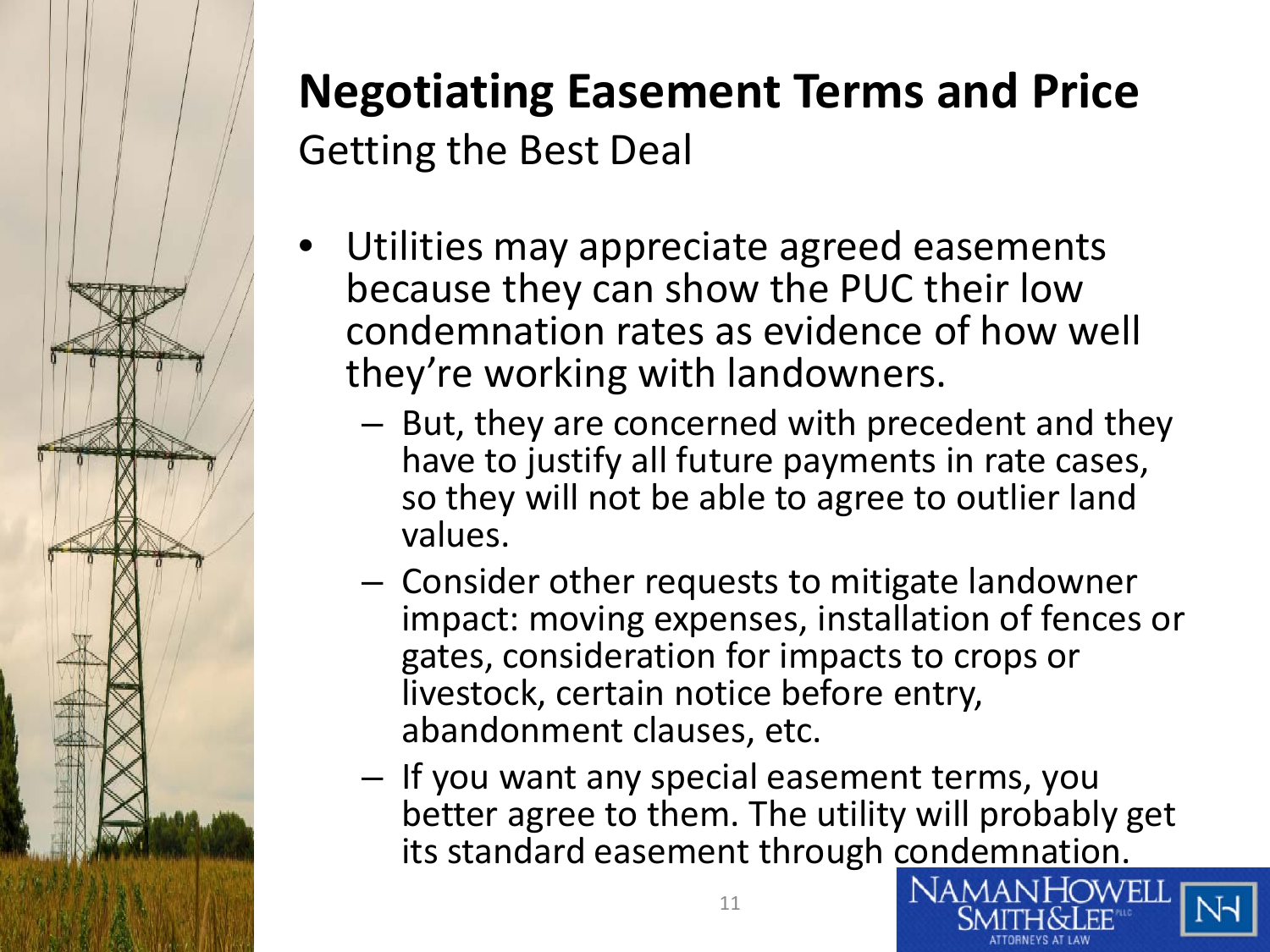# Negotiating Easement Terms and Price

## Getting the Best Deal

- Utilities may appreciate agreed easements because they can show the PUC their low condemnation rates as evidence of how well they're working with landowners.
  - But, they are concerned with precedent and they have to justify all future payments in rate cases, so they will not be able to agree to outlier land values.
  - Consider other requests to mitigate landowner impact: moving expenses, installation of fences or gates, consideration for impacts to crops or livestock, certain notice before entry, abandonment clauses, etc.
  - If you want any special easement terms, you better agree to them. The utility will probably get its standard easement through condemnation.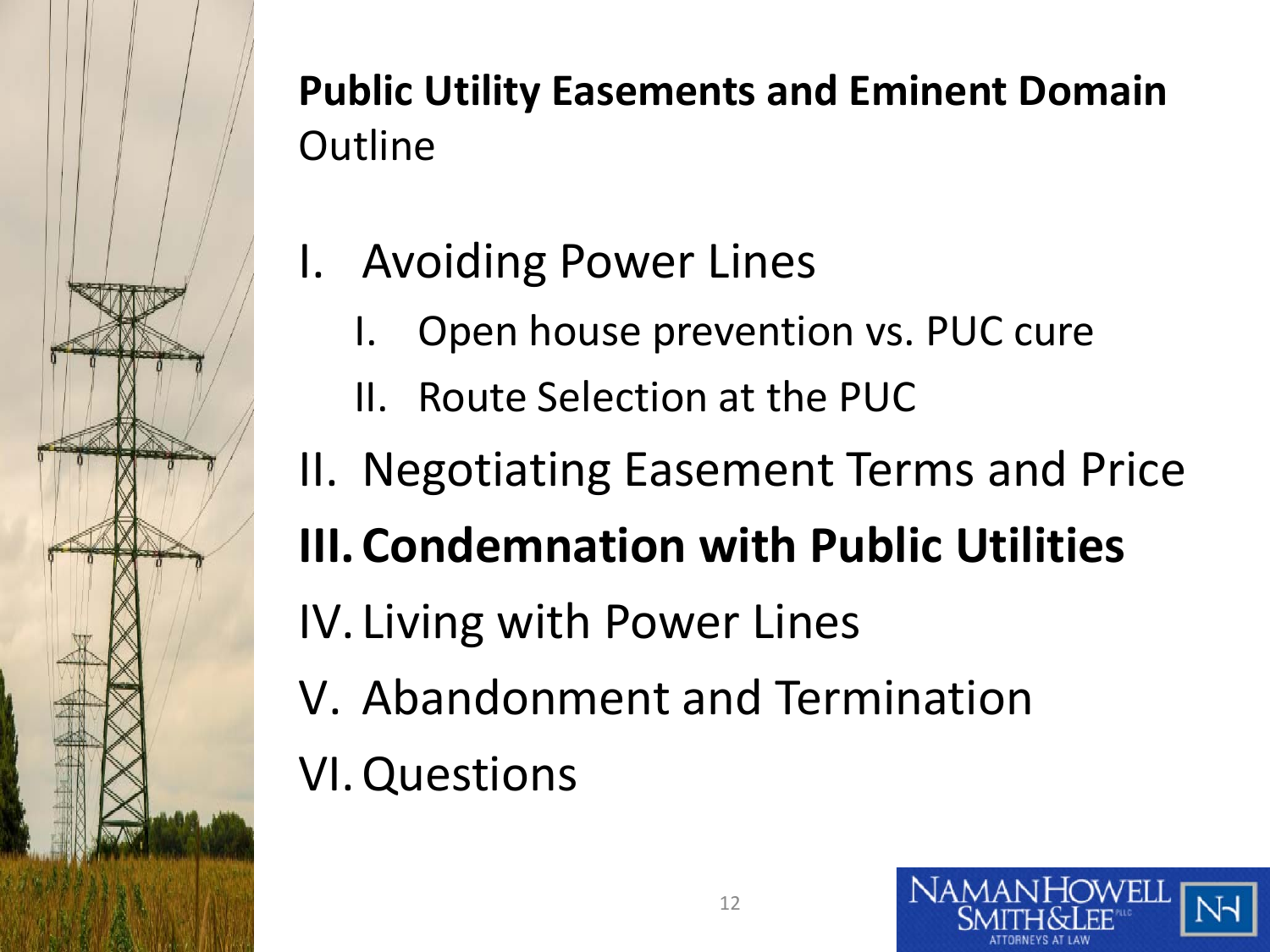**Public Utility Easements and Eminent Domain**
Outline

I. Avoiding Power Lines
   I. Open house prevention vs. PUC cure
   II. Route Selection at the PUC
II. Negotiating Easement Terms and Price
**III. Condemnation with Public Utilities**
IV. Living with Power Lines
V. Abandonment and Termination
VI. Questions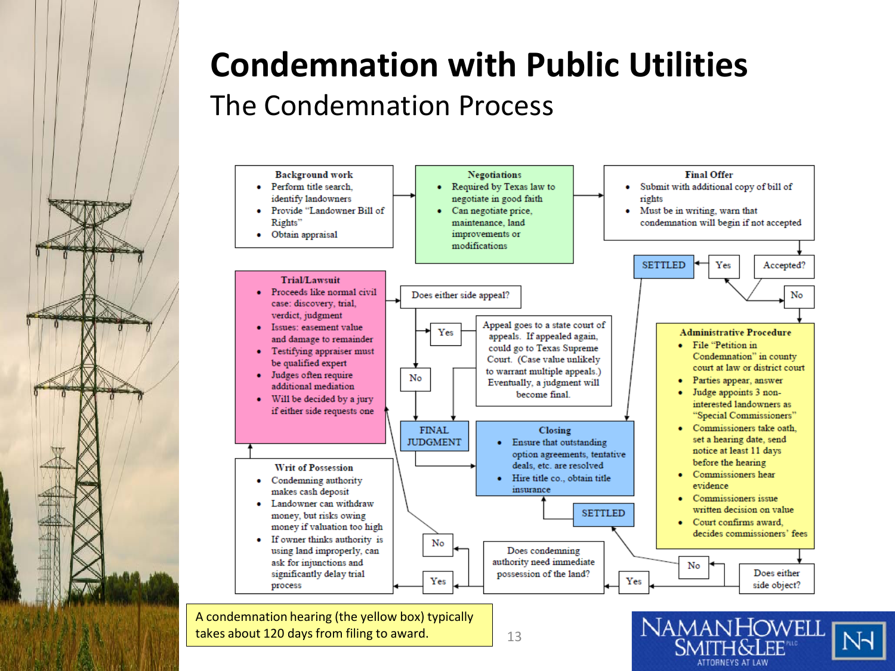# Condemnation with Public Utilities

## The Condemnation Process

**Background work**
- Perform title search, identify landowners
- Provide "Landowner Bill of Rights"
- Obtain appraisal

**Negotiations**
- Required by Texas law to negotiate in good faith
- Can negotiate price, maintenance, land improvements or modifications

**Final Offer**
- Submit with additional copy of bill of rights
- Must be in writing, warn that condemnation will begin if not accepted

Accepted?

Yes → SETTLED

No

**Administrative Procedure**
- File "Petition in Condemnation" in county court at law or district court
- Parties appear, answer
- Judge appoints 3 non-interested landowners as "Special Commissioners"
- Commissioners take oath, set a hearing date, send notice at least 11 days before the hearing
- Commissioners hear evidence
- Commissioners issue written decision on value
- Court confirms award, decides commissioners' fees

Does either side object?

No → SETTLED

Yes

Does condemning authority need immediate possession of the land?

Yes

No

**Writ of Possession**
- Condemning authority makes cash deposit
- Landowner can withdraw money, but risks owing money if valuation too high
- If owner thinks authority is using land improperly, can ask for injunctions and significantly delay trial process

**Trial/Lawsuit**
- Proceeds like normal civil case: discovery, trial, verdict, judgment
- Issues: easement value and damage to remainder
- Testifying appraiser must be qualified expert
- Judges often require additional mediation
- Will be decided by a jury if either side requests one

Does either side appeal?

Yes

Appeal goes to a state court of appeals. If appealed again, could go to Texas Supreme Court. (Case value unlikely to warrant multiple appeals.) Eventually, a judgment will become final.

No

FINAL JUDGMENT

**Closing**
- Ensure that outstanding option agreements, tentative deals, etc. are resolved
- Hire title co., obtain title insurance

SETTLED

A condemnation hearing (the yellow box) typically takes about 120 days from filing to award.

NAMAN HOWELL SMITH & LEE PLLC ATTORNEYS AT LAW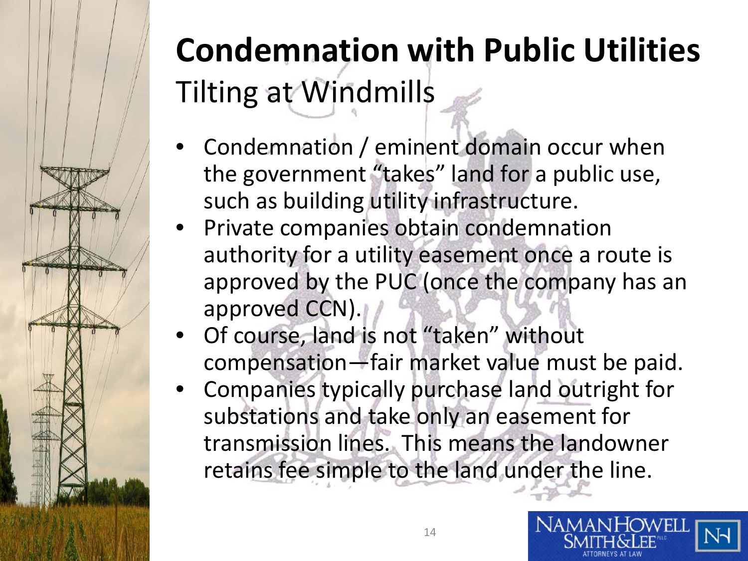# Condemnation with Public Utilities

## Tilting at Windmills

- Condemnation / eminent domain occur when the government "takes" land for a public use, such as building utility infrastructure.
- Private companies obtain condemnation authority for a utility easement once a route is approved by the PUC (once the company has an approved CCN).
- Of course, land is not "taken" without compensation—fair market value must be paid.
- Companies typically purchase land outright for substations and take only an easement for transmission lines. This means the landowner retains fee simple to the land under the line.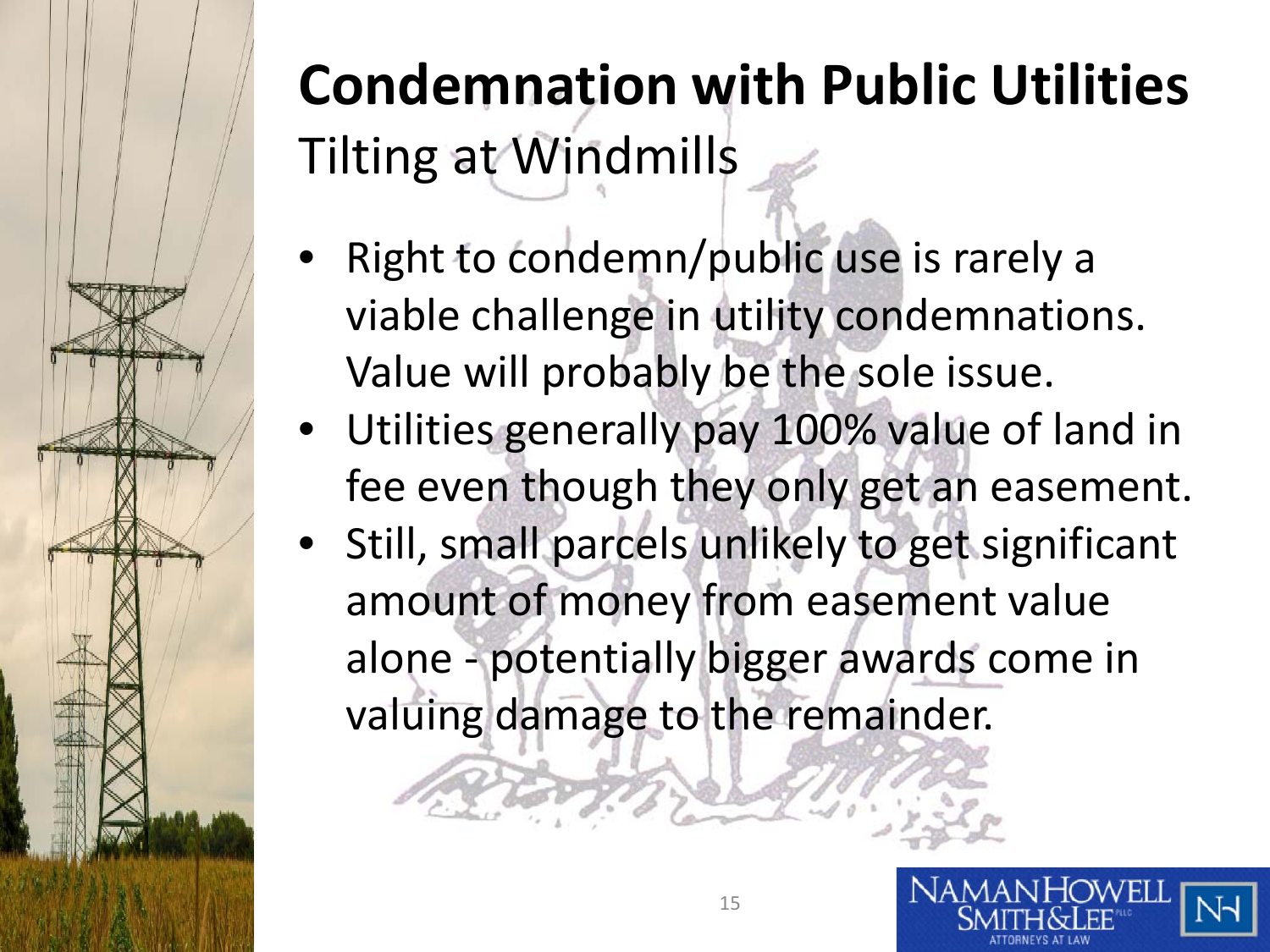# Condemnation with Public Utilities

## Tilting at Windmills

- Right to condemn/public use is rarely a viable challenge in utility condemnations. Value will probably be the sole issue.
- Utilities generally pay 100% value of land in fee even though they only get an easement.
- Still, small parcels unlikely to get significant amount of money from easement value alone - potentially bigger awards come in valuing damage to the remainder.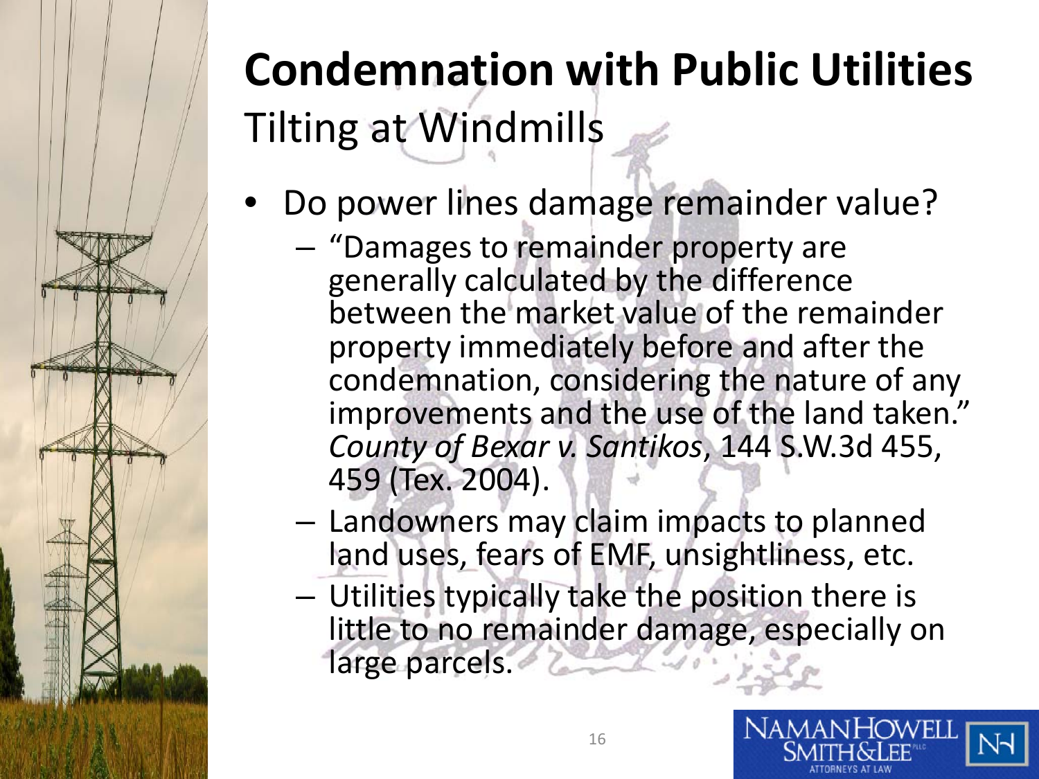# Condemnation with Public Utilities

## Tilting at Windmills

- Do power lines damage remainder value?
  - "Damages to remainder property are generally calculated by the difference between the market value of the remainder property immediately before and after the condemnation, considering the nature of any improvements and the use of the land taken." *County of Bexar v. Santikos*, 144 S.W.3d 455, 459 (Tex. 2004).
  - Landowners may claim impacts to planned land uses, fears of EMF, unsightliness, etc.
  - Utilities typically take the position there is little to no remainder damage, especially on large parcels.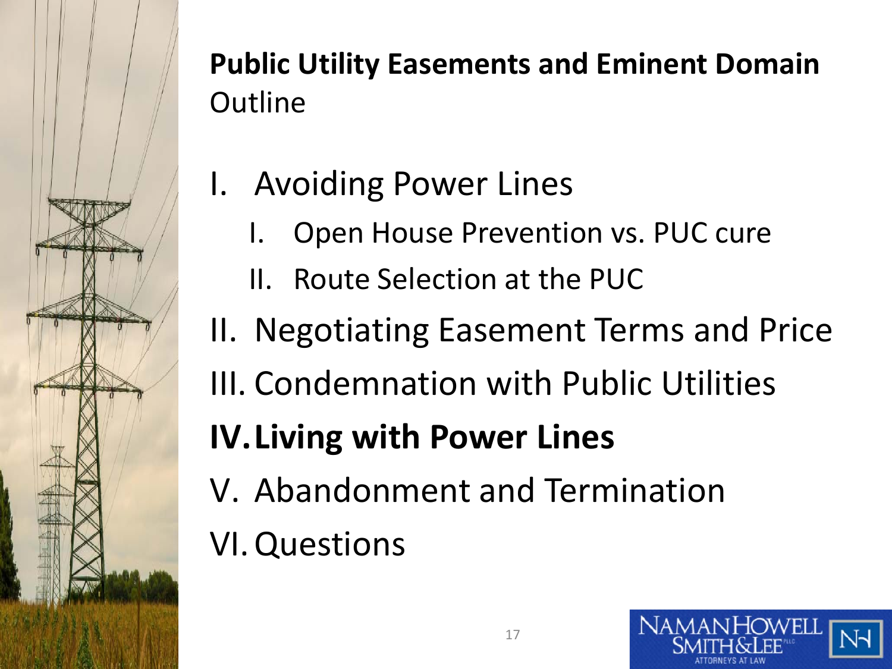**Public Utility Easements and Eminent Domain**
Outline

I. Avoiding Power Lines
   I. Open House Prevention vs. PUC cure
   II. Route Selection at the PUC
II. Negotiating Easement Terms and Price
III. Condemnation with Public Utilities
**IV. Living with Power Lines**
V. Abandonment and Termination
VI. Questions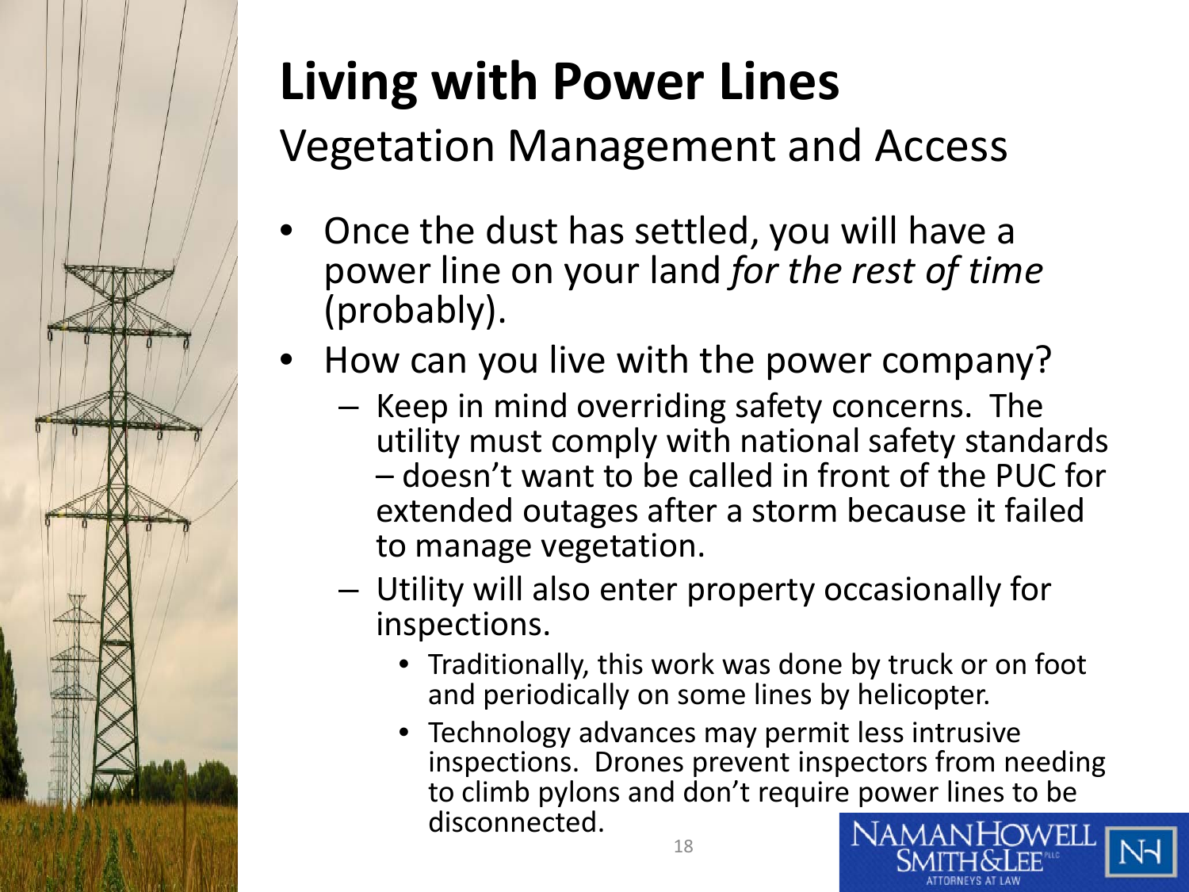# Living with Power Lines

## Vegetation Management and Access

- Once the dust has settled, you will have a power line on your land *for the rest of time* (probably).
- How can you live with the power company?
  - Keep in mind overriding safety concerns. The utility must comply with national safety standards – doesn't want to be called in front of the PUC for extended outages after a storm because it failed to manage vegetation.
  - Utility will also enter property occasionally for inspections.
    - Traditionally, this work was done by truck or on foot and periodically on some lines by helicopter.
    - Technology advances may permit less intrusive inspections. Drones prevent inspectors from needing to climb pylons and don't require power lines to be disconnected.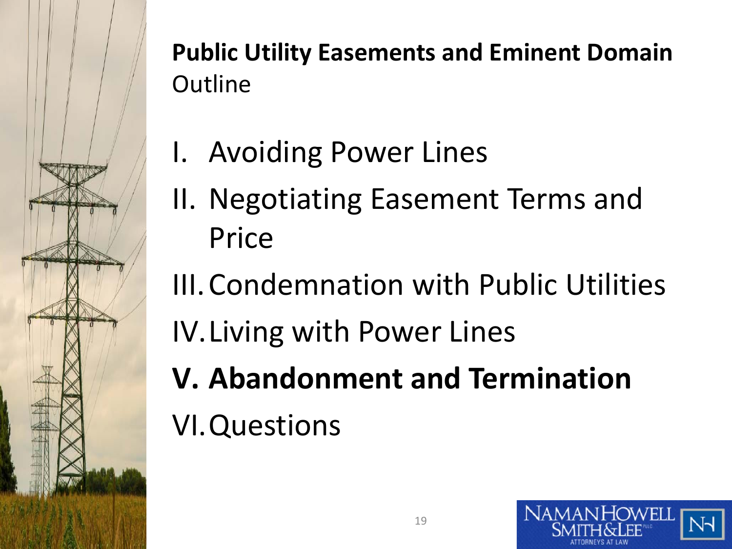**Public Utility Easements and Eminent Domain**
Outline

I. Avoiding Power Lines
II. Negotiating Easement Terms and Price
III. Condemnation with Public Utilities
IV. Living with Power Lines
**V. Abandonment and Termination**
VI. Questions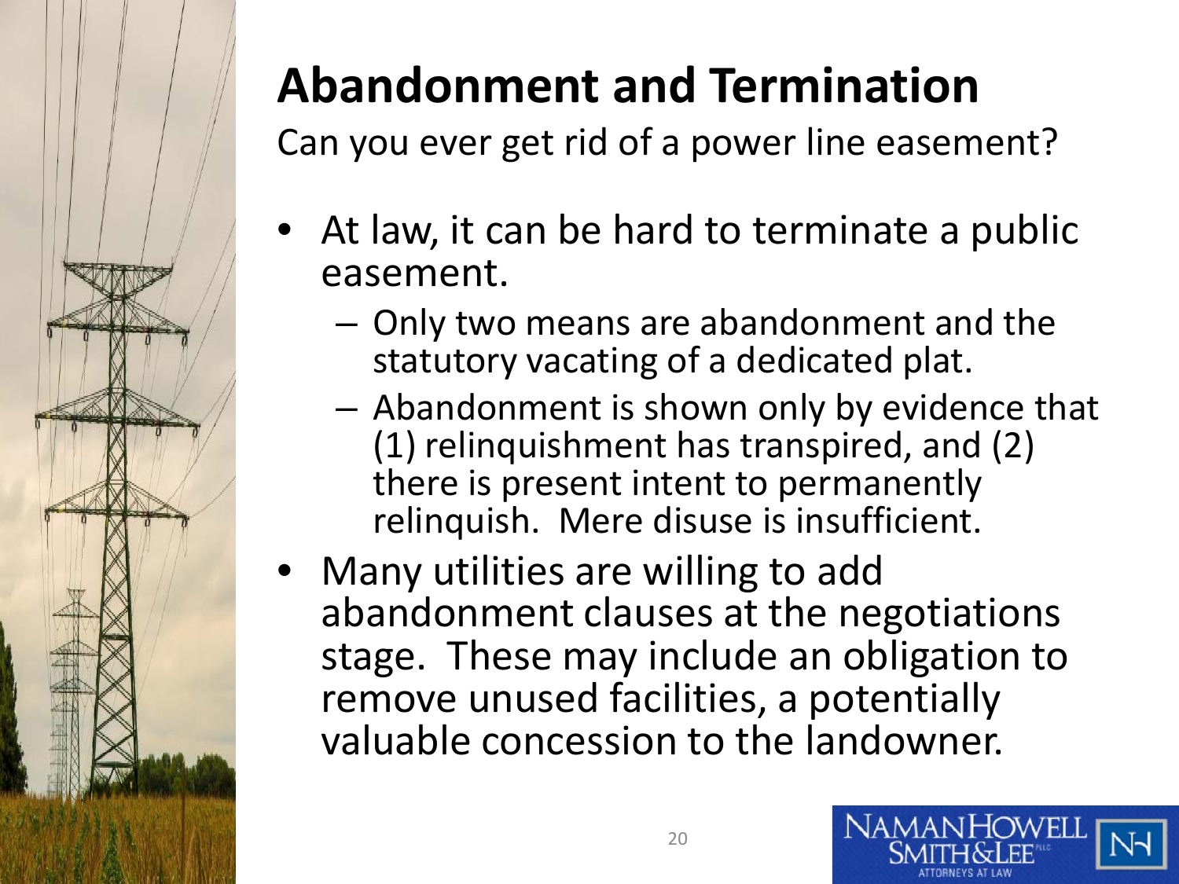# Abandonment and Termination

Can you ever get rid of a power line easement?

- At law, it can be hard to terminate a public easement.
  - Only two means are abandonment and the statutory vacating of a dedicated plat.
  - Abandonment is shown only by evidence that (1) relinquishment has transpired, and (2) there is present intent to permanently relinquish. Mere disuse is insufficient.
- Many utilities are willing to add abandonment clauses at the negotiations stage. These may include an obligation to remove unused facilities, a potentially valuable concession to the landowner.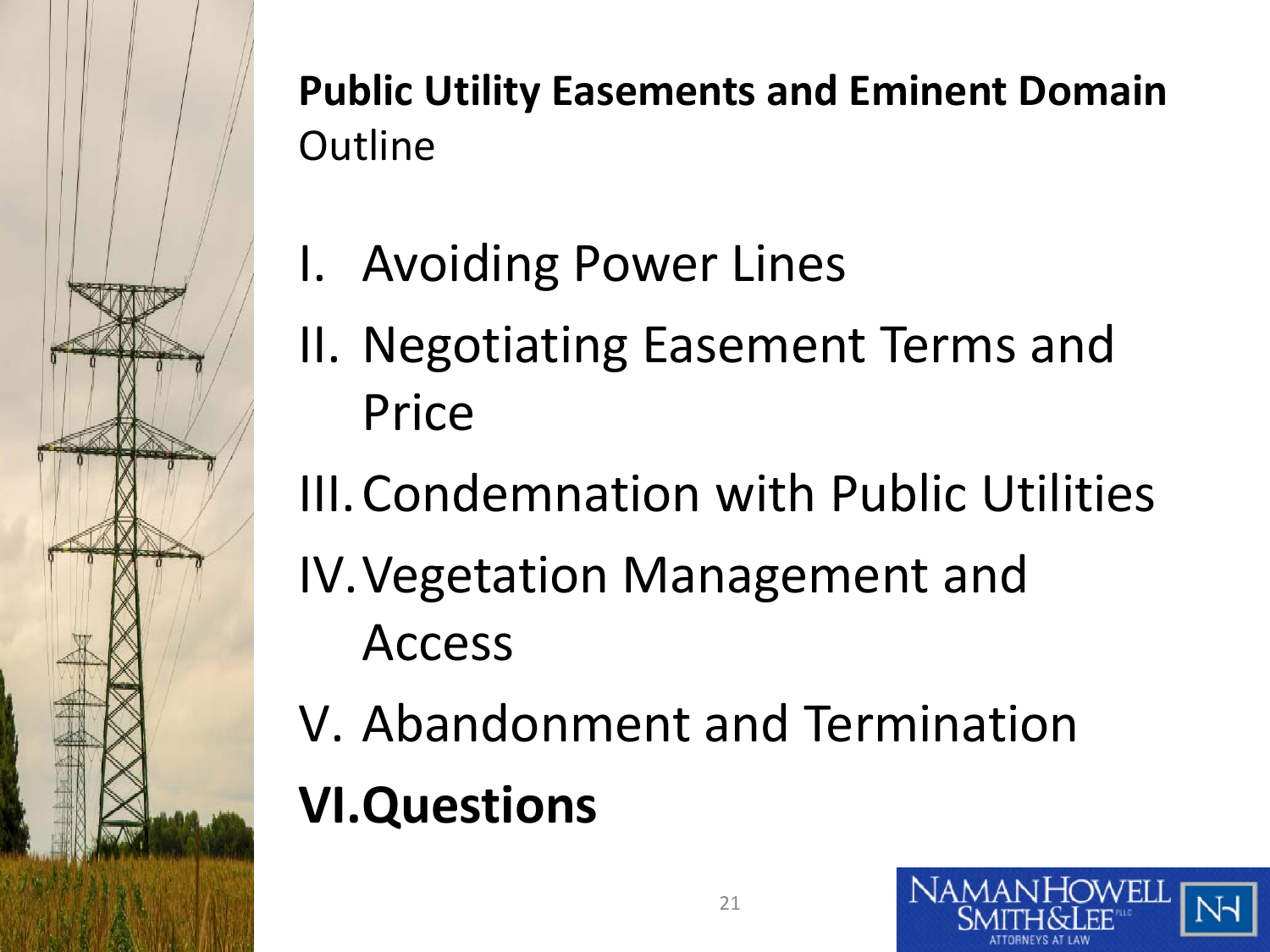**Public Utility Easements and Eminent Domain**
Outline

I. Avoiding Power Lines
II. Negotiating Easement Terms and Price
III. Condemnation with Public Utilities
IV. Vegetation Management and Access
V. Abandonment and Termination
**VI. Questions**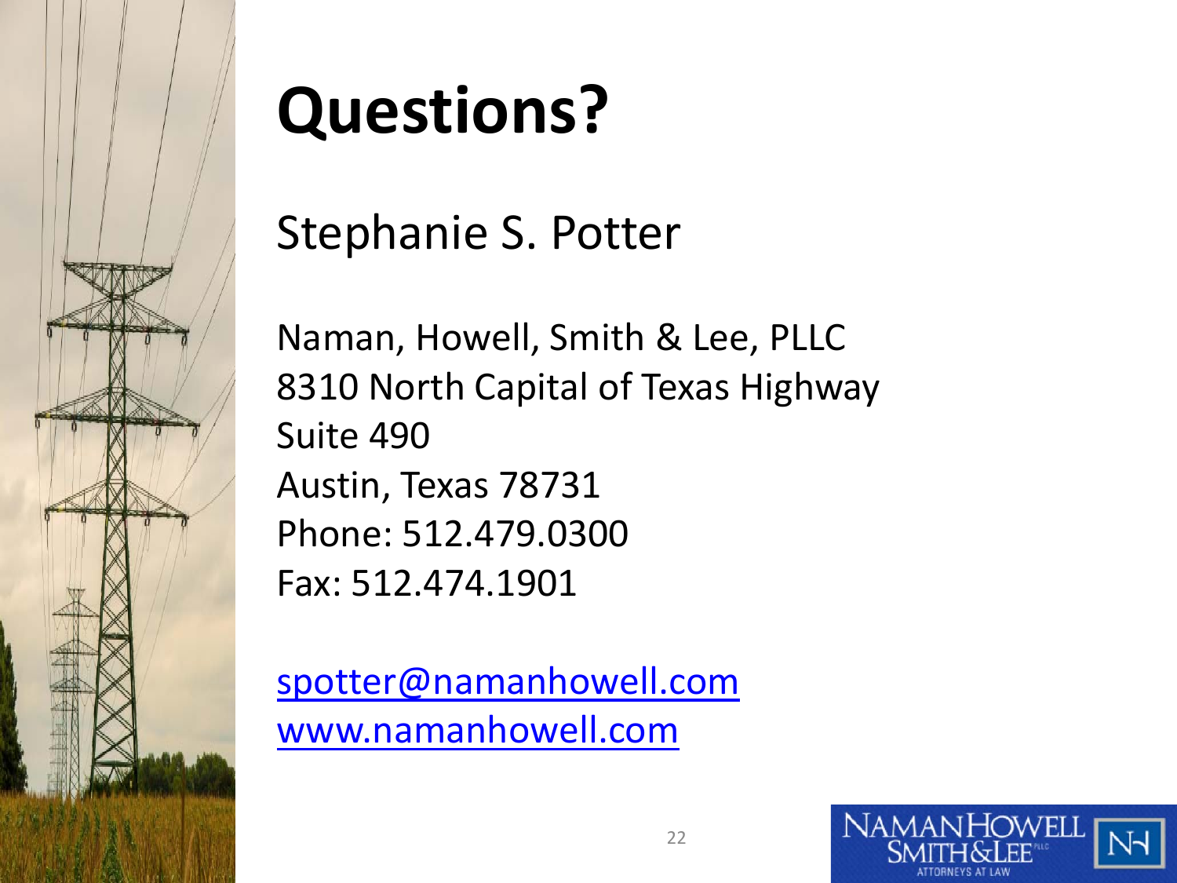# Questions?

Stephanie S. Potter

Naman, Howell, Smith & Lee, PLLC
8310 North Capital of Texas Highway
Suite 490
Austin, Texas 78731
Phone: 512.479.0300
Fax: 512.474.1901

spotter@namanhowell.com
www.namanhowell.com